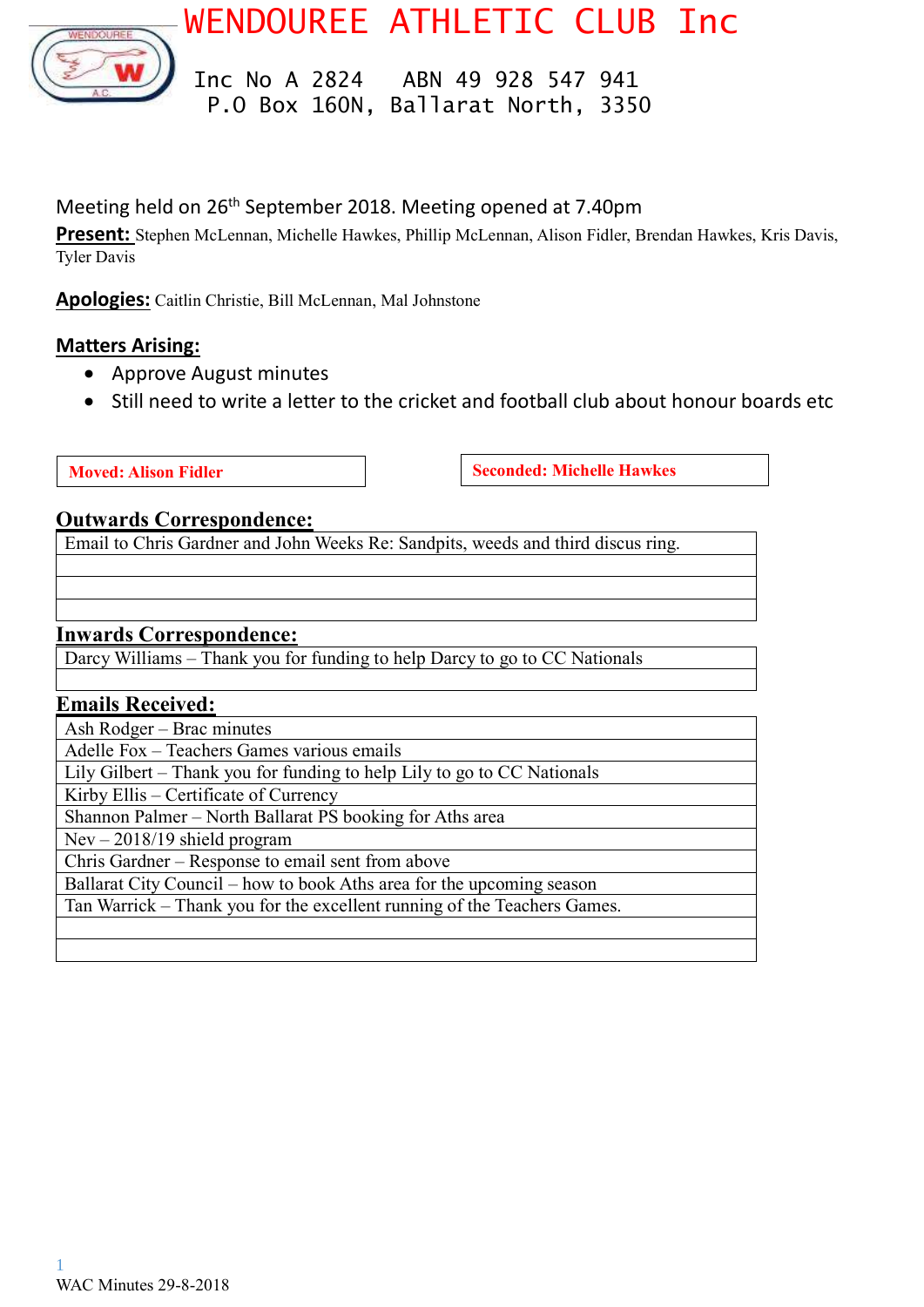# WENDOUREE ATHLETIC CLUB Inc

Inc No A 2824 ABN 49 928 547 941
P.O Box 160N, Ballarat North, 3350

Meeting held on 26th September 2018. Meeting opened at 7.40pm

**Present:** Stephen McLennan, Michelle Hawkes, Phillip McLennan, Alison Fidler, Brendan Hawkes, Kris Davis, Tyler Davis

**Apologies:** Caitlin Christie, Bill McLennan, Mal Johnstone

## Matters Arising:

- Approve August minutes
- Still need to write a letter to the cricket and football club about honour boards etc

| Moved: Alison Fidler | Seconded: Michelle Hawkes |
|---|---|

## Outwards Correspondence:

| Email to Chris Gardner and John Weeks Re: Sandpits, weeds and third discus ring. |
|---|
| |
| |
| |

## Inwards Correspondence:

| Darcy Williams – Thank you for funding to help Darcy to go to CC Nationals |
|---|
| |

## Emails Received:

| Ash Rodger – Brac minutes |
|---|
| Adelle Fox – Teachers Games various emails |
| Lily Gilbert – Thank you for funding to help Lily to go to CC Nationals |
| Kirby Ellis – Certificate of Currency |
| Shannon Palmer – North Ballarat PS booking for Aths area |
| Nev – 2018/19 shield program |
| Chris Gardner – Response to email sent from above |
| Ballarat City Council – how to book Aths area for the upcoming season |
| Tan Warrick – Thank you for the excellent running of the Teachers Games. |
| |
| |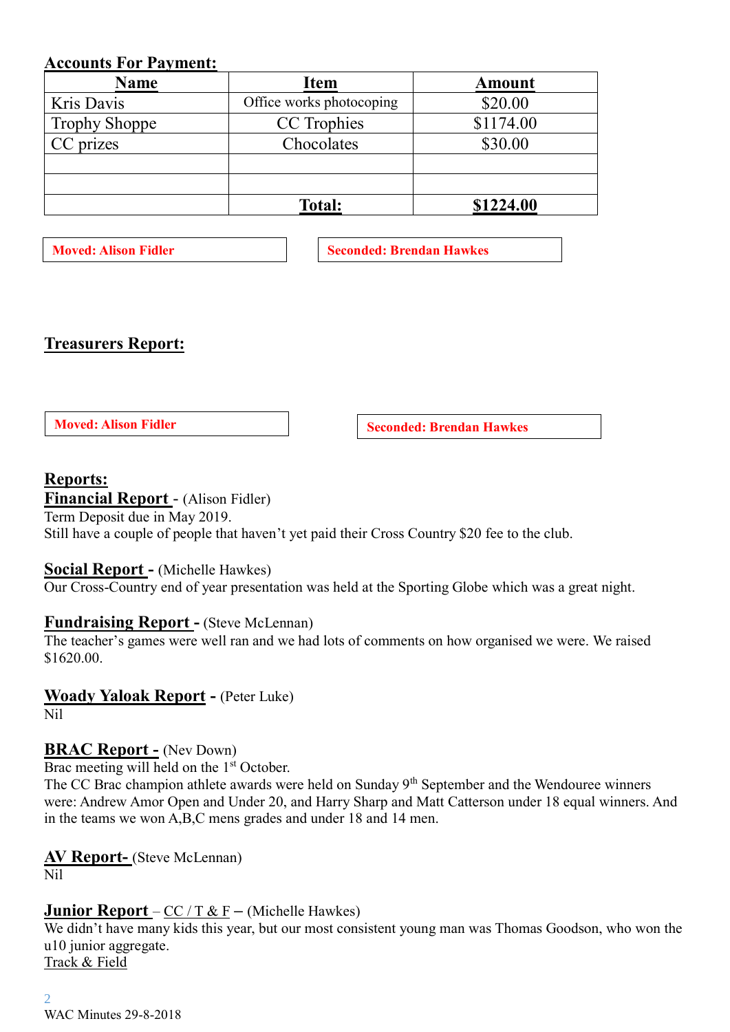## Accounts For Payment:

| Name | Item | Amount |
|---|---|---|
| Kris Davis | Office works photocoping | $20.00 |
| Trophy Shoppe | CC Trophies | $1174.00 |
| CC prizes | Chocolates | $30.00 |
| | | |
| | | |
| | **Total:** | **$1224.00** |

**Moved: Alison Fidler**

**Seconded: Brendan Hawkes**

## Treasurers Report:

**Moved: Alison Fidler**

**Seconded: Brendan Hawkes**

## Reports:

**Financial Report** - (Alison Fidler)
Term Deposit due in May 2019.
Still have a couple of people that haven't yet paid their Cross Country $20 fee to the club.

**Social Report -** (Michelle Hawkes)
Our Cross-Country end of year presentation was held at the Sporting Globe which was a great night.

**Fundraising Report -** (Steve McLennan)
The teacher's games were well ran and we had lots of comments on how organised we were. We raised $1620.00.

**Woady Yaloak Report -** (Peter Luke)
Nil

**BRAC Report -** (Nev Down)
Brac meeting will held on the 1st October.
The CC Brac champion athlete awards were held on Sunday 9th September and the Wendouree winners were: Andrew Amor Open and Under 20, and Harry Sharp and Matt Catterson under 18 equal winners. And in the teams we won A,B,C mens grades and under 18 and 14 men.

**AV Report-** (Steve McLennan)
Nil

**Junior Report** – CC / T & F – (Michelle Hawkes)
We didn't have many kids this year, but our most consistent young man was Thomas Goodson, who won the u10 junior aggregate.
Track & Field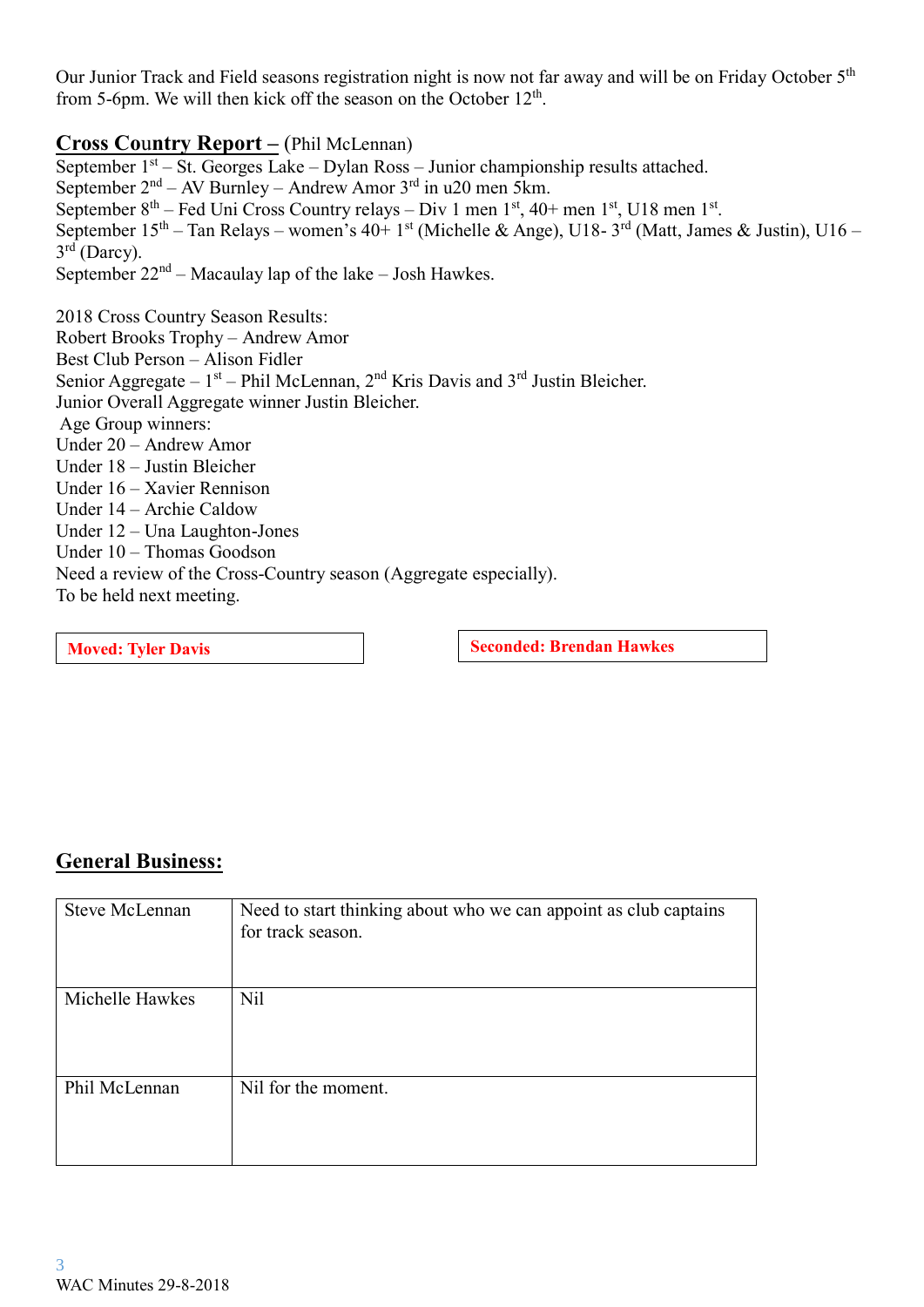Our Junior Track and Field seasons registration night is now not far away and will be on Friday October 5th from 5-6pm. We will then kick off the season on the October 12th.

## Cross Country Report – (Phil McLennan)

September 1st – St. Georges Lake – Dylan Ross – Junior championship results attached.
September 2nd – AV Burnley – Andrew Amor 3rd in u20 men 5km.
September 8th – Fed Uni Cross Country relays – Div 1 men 1st, 40+ men 1st, U18 men 1st.
September 15th – Tan Relays – women's 40+ 1st (Michelle & Ange), U18- 3rd (Matt, James & Justin), U16 – 3rd (Darcy).
September 22nd – Macaulay lap of the lake – Josh Hawkes.

2018 Cross Country Season Results:
Robert Brooks Trophy – Andrew Amor
Best Club Person – Alison Fidler
Senior Aggregate – 1st – Phil McLennan, 2nd Kris Davis and 3rd Justin Bleicher.
Junior Overall Aggregate winner Justin Bleicher.
Age Group winners:
Under 20 – Andrew Amor
Under 18 – Justin Bleicher
Under 16 – Xavier Rennison
Under 14 – Archie Caldow
Under 12 – Una Laughton-Jones
Under 10 – Thomas Goodson
Need a review of the Cross-Country season (Aggregate especially).
To be held next meeting.

**Moved: Tyler Davis**

**Seconded: Brendan Hawkes**

## General Business:

| | |
|---|---|
| Steve McLennan | Need to start thinking about who we can appoint as club captains for track season. |
| Michelle Hawkes | Nil |
| Phil McLennan | Nil for the moment. |

WAC Minutes 29-8-2018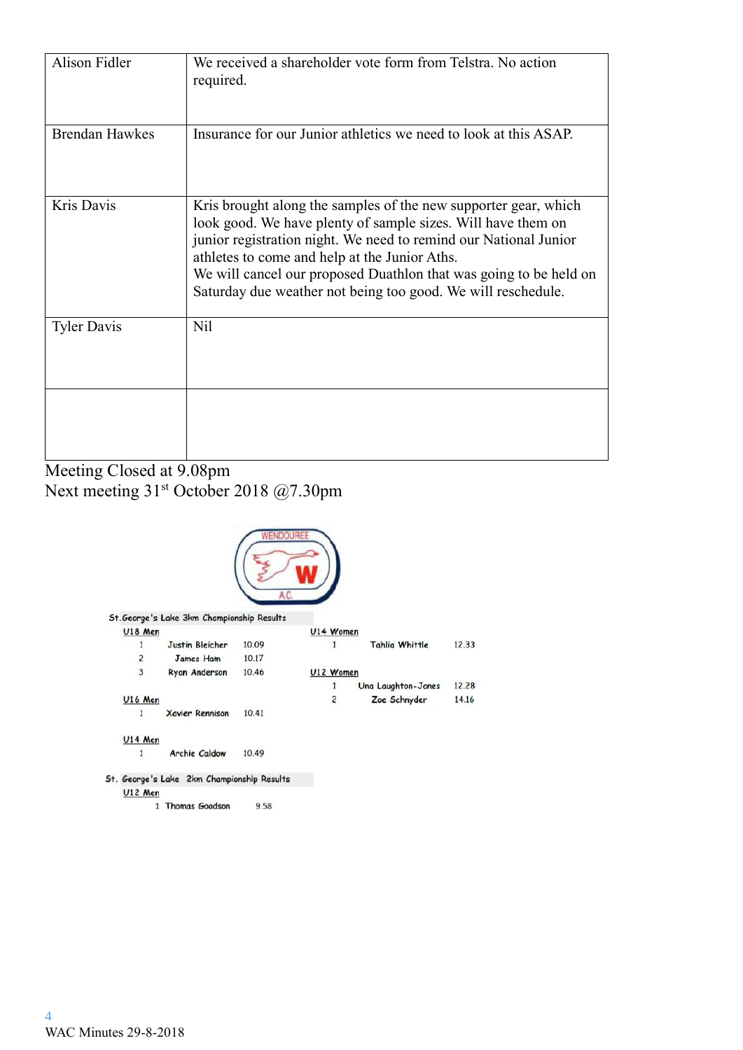| | |
|---|---|
| Alison Fidler | We received a shareholder vote form from Telstra. No action required. |
| Brendan Hawkes | Insurance for our Junior athletics we need to look at this ASAP. |
| Kris Davis | Kris brought along the samples of the new supporter gear, which look good. We have plenty of sample sizes. Will have them on junior registration night. We need to remind our National Junior athletes to come and help at the Junior Aths.<br>We will cancel our proposed Duathlon that was going to be held on Saturday due weather not being too good. We will reschedule. |
| Tyler Davis | Nil |
| | |

Meeting Closed at 9.08pm
Next meeting 31st October 2018 @7.30pm

WENDOUREE A.C.

**St.George's Lake 3km Championship Results**

**U18 Men**

| | | |
|---|---|---|
| 1 | Justin Bleicher | 10.09 |
| 2 | James Ham | 10.17 |
| 3 | Ryan Anderson | 10.46 |

**U16 Men**

| | | |
|---|---|---|
| 1 | Xavier Rennison | 10.41 |

**U14 Men**

| | | |
|---|---|---|
| 1 | Archie Caldow | 10.49 |

**U14 Women**

| | | |
|---|---|---|
| 1 | Tahlia Whittle | 12.33 |

**U12 Women**

| | | |
|---|---|---|
| 1 | Una Laughton-Jones | 12.28 |
| 2 | Zoe Schnyder | 14.16 |

**St. George's Lake 2km Championship Results**

**U12 Men**

| | | |
|---|---|---|
| 1 | Thomas Goodson | 9.58 |

WAC Minutes 29-8-2018